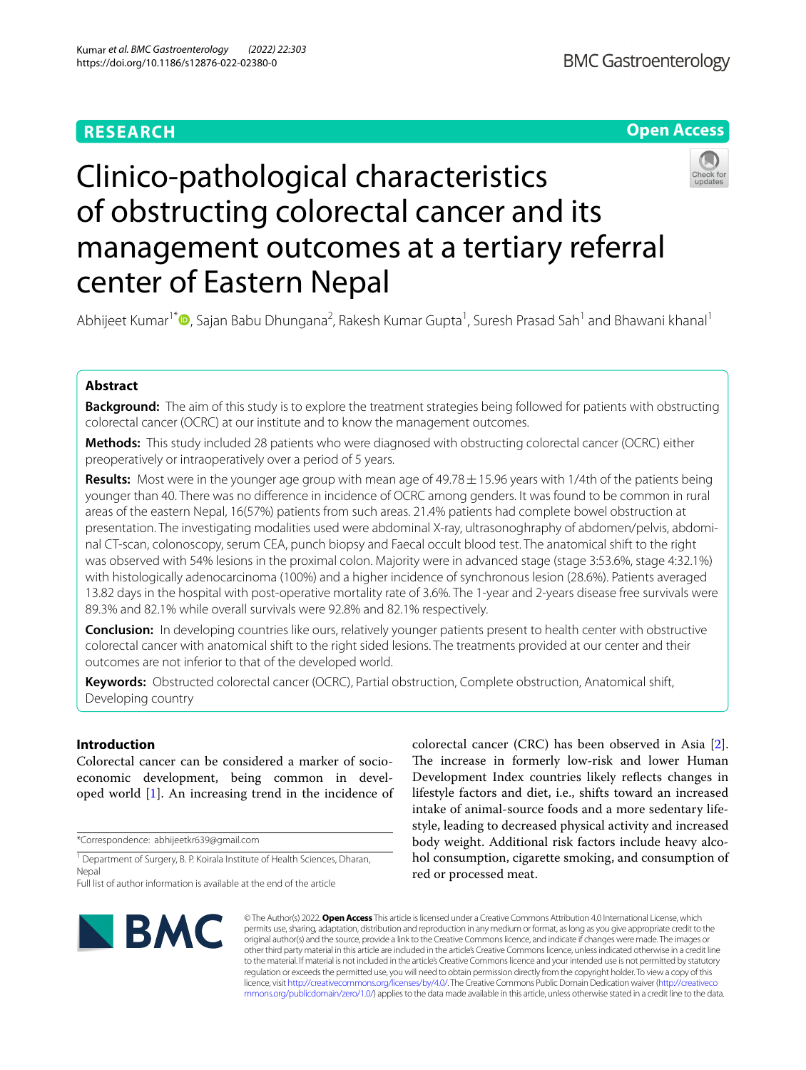RESEARCH

Open Access

# Clinico-pathological characteristics of obstructing colorectal cancer and its management outcomes at a tertiary referral center of Eastern Nepal

Abhijeet Kumar[1*], Sajan Babu Dhungana[2], Rakesh Kumar Gupta[1], Suresh Prasad Sah[1] and Bhawani khanal[1]

## Abstract

**Background:** The aim of this study is to explore the treatment strategies being followed for patients with obstructing colorectal cancer (OCRC) at our institute and to know the management outcomes.

**Methods:** This study included 28 patients who were diagnosed with obstructing colorectal cancer (OCRC) either preoperatively or intraoperatively over a period of 5 years.

**Results:** Most were in the younger age group with mean age of 49.78 ± 15.96 years with 1/4th of the patients being younger than 40. There was no difference in incidence of OCRC among genders. It was found to be common in rural areas of the eastern Nepal, 16(57%) patients from such areas. 21.4% patients had complete bowel obstruction at presentation. The investigating modalities used were abdominal X-ray, ultrasonoghraphy of abdomen/pelvis, abdominal CT-scan, colonoscopy, serum CEA, punch biopsy and Faecal occult blood test. The anatomical shift to the right was observed with 54% lesions in the proximal colon. Majority were in advanced stage (stage 3:53.6%, stage 4:32.1%) with histologically adenocarcinoma (100%) and a higher incidence of synchronous lesion (28.6%). Patients averaged 13.82 days in the hospital with post-operative mortality rate of 3.6%. The 1-year and 2-years disease free survivals were 89.3% and 82.1% while overall survivals were 92.8% and 82.1% respectively.

**Conclusion:** In developing countries like ours, relatively younger patients present to health center with obstructive colorectal cancer with anatomical shift to the right sided lesions. The treatments provided at our center and their outcomes are not inferior to that of the developed world.

**Keywords:** Obstructed colorectal cancer (OCRC), Partial obstruction, Complete obstruction, Anatomical shift, Developing country

## Introduction

Colorectal cancer can be considered a marker of socio-economic development, being common in developed world [1]. An increasing trend in the incidence of colorectal cancer (CRC) has been observed in Asia [2]. The increase in formerly low-risk and lower Human Development Index countries likely reflects changes in lifestyle factors and diet, i.e., shifts toward an increased intake of animal-source foods and a more sedentary lifestyle, leading to decreased physical activity and increased body weight. Additional risk factors include heavy alcohol consumption, cigarette smoking, and consumption of red or processed meat.

*Correspondence: abhijeetkr639@gmail.com

[1] Department of Surgery, B. P. Koirala Institute of Health Sciences, Dharan, Nepal

Full list of author information is available at the end of the article

© The Author(s) 2022. **Open Access** This article is licensed under a Creative Commons Attribution 4.0 International License, which permits use, sharing, adaptation, distribution and reproduction in any medium or format, as long as you give appropriate credit to the original author(s) and the source, provide a link to the Creative Commons licence, and indicate if changes were made. The images or other third party material in this article are included in the article's Creative Commons licence, unless indicated otherwise in a credit line to the material. If material is not included in the article's Creative Commons licence and your intended use is not permitted by statutory regulation or exceeds the permitted use, you will need to obtain permission directly from the copyright holder. To view a copy of this licence, visit http://creativecommons.org/licenses/by/4.0/. The Creative Commons Public Domain Dedication waiver (http://creativecommons.org/publicdomain/zero/1.0/) applies to the data made available in this article, unless otherwise stated in a credit line to the data.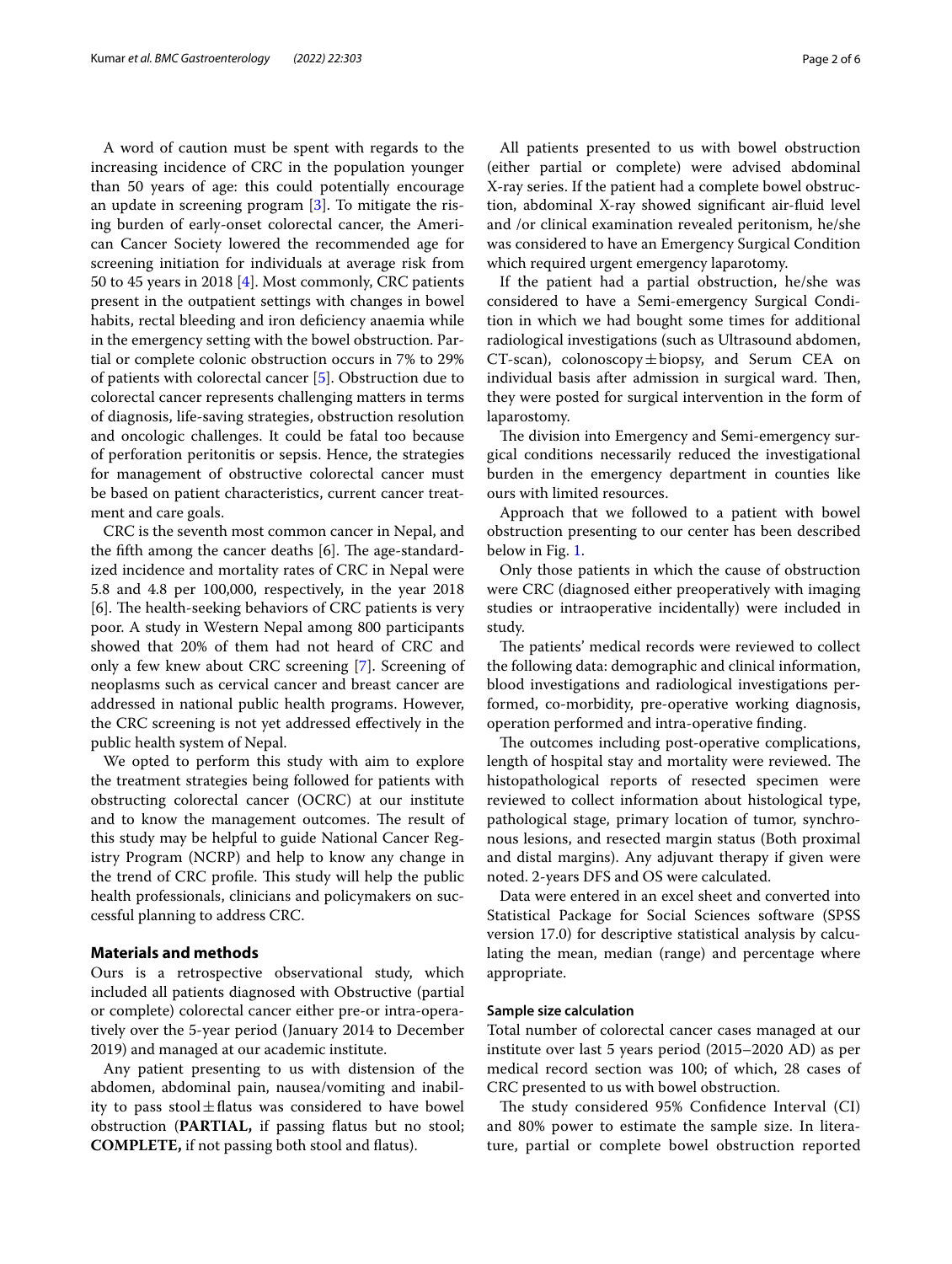A word of caution must be spent with regards to the increasing incidence of CRC in the population younger than 50 years of age: this could potentially encourage an update in screening program [3]. To mitigate the rising burden of early-onset colorectal cancer, the American Cancer Society lowered the recommended age for screening initiation for individuals at average risk from 50 to 45 years in 2018 [4]. Most commonly, CRC patients present in the outpatient settings with changes in bowel habits, rectal bleeding and iron deficiency anaemia while in the emergency setting with the bowel obstruction. Partial or complete colonic obstruction occurs in 7% to 29% of patients with colorectal cancer [5]. Obstruction due to colorectal cancer represents challenging matters in terms of diagnosis, life-saving strategies, obstruction resolution and oncologic challenges. It could be fatal too because of perforation peritonitis or sepsis. Hence, the strategies for management of obstructive colorectal cancer must be based on patient characteristics, current cancer treatment and care goals.

CRC is the seventh most common cancer in Nepal, and the fifth among the cancer deaths [6]. The age-standardized incidence and mortality rates of CRC in Nepal were 5.8 and 4.8 per 100,000, respectively, in the year 2018 [6]. The health-seeking behaviors of CRC patients is very poor. A study in Western Nepal among 800 participants showed that 20% of them had not heard of CRC and only a few knew about CRC screening [7]. Screening of neoplasms such as cervical cancer and breast cancer are addressed in national public health programs. However, the CRC screening is not yet addressed effectively in the public health system of Nepal.

We opted to perform this study with aim to explore the treatment strategies being followed for patients with obstructing colorectal cancer (OCRC) at our institute and to know the management outcomes. The result of this study may be helpful to guide National Cancer Registry Program (NCRP) and help to know any change in the trend of CRC profile. This study will help the public health professionals, clinicians and policymakers on successful planning to address CRC.

## Materials and methods

Ours is a retrospective observational study, which included all patients diagnosed with Obstructive (partial or complete) colorectal cancer either pre-or intra-operatively over the 5-year period (January 2014 to December 2019) and managed at our academic institute.

Any patient presenting to us with distension of the abdomen, abdominal pain, nausea/vomiting and inability to pass stool ± flatus was considered to have bowel obstruction (**PARTIAL,** if passing flatus but no stool; **COMPLETE,** if not passing both stool and flatus).

All patients presented to us with bowel obstruction (either partial or complete) were advised abdominal X-ray series. If the patient had a complete bowel obstruction, abdominal X-ray showed significant air-fluid level and /or clinical examination revealed peritonism, he/she was considered to have an Emergency Surgical Condition which required urgent emergency laparotomy.

If the patient had a partial obstruction, he/she was considered to have a Semi-emergency Surgical Condition in which we had bought some times for additional radiological investigations (such as Ultrasound abdomen, CT-scan), colonoscopy ± biopsy, and Serum CEA on individual basis after admission in surgical ward. Then, they were posted for surgical intervention in the form of laparostomy.

The division into Emergency and Semi-emergency surgical conditions necessarily reduced the investigational burden in the emergency department in counties like ours with limited resources.

Approach that we followed to a patient with bowel obstruction presenting to our center has been described below in Fig. 1.

Only those patients in which the cause of obstruction were CRC (diagnosed either preoperatively with imaging studies or intraoperative incidentally) were included in study.

The patients' medical records were reviewed to collect the following data: demographic and clinical information, blood investigations and radiological investigations performed, co-morbidity, pre-operative working diagnosis, operation performed and intra-operative finding.

The outcomes including post-operative complications, length of hospital stay and mortality were reviewed. The histopathological reports of resected specimen were reviewed to collect information about histological type, pathological stage, primary location of tumor, synchronous lesions, and resected margin status (Both proximal and distal margins). Any adjuvant therapy if given were noted. 2-years DFS and OS were calculated.

Data were entered in an excel sheet and converted into Statistical Package for Social Sciences software (SPSS version 17.0) for descriptive statistical analysis by calculating the mean, median (range) and percentage where appropriate.

### Sample size calculation

Total number of colorectal cancer cases managed at our institute over last 5 years period (2015–2020 AD) as per medical record section was 100; of which, 28 cases of CRC presented to us with bowel obstruction.

The study considered 95% Confidence Interval (CI) and 80% power to estimate the sample size. In literature, partial or complete bowel obstruction reported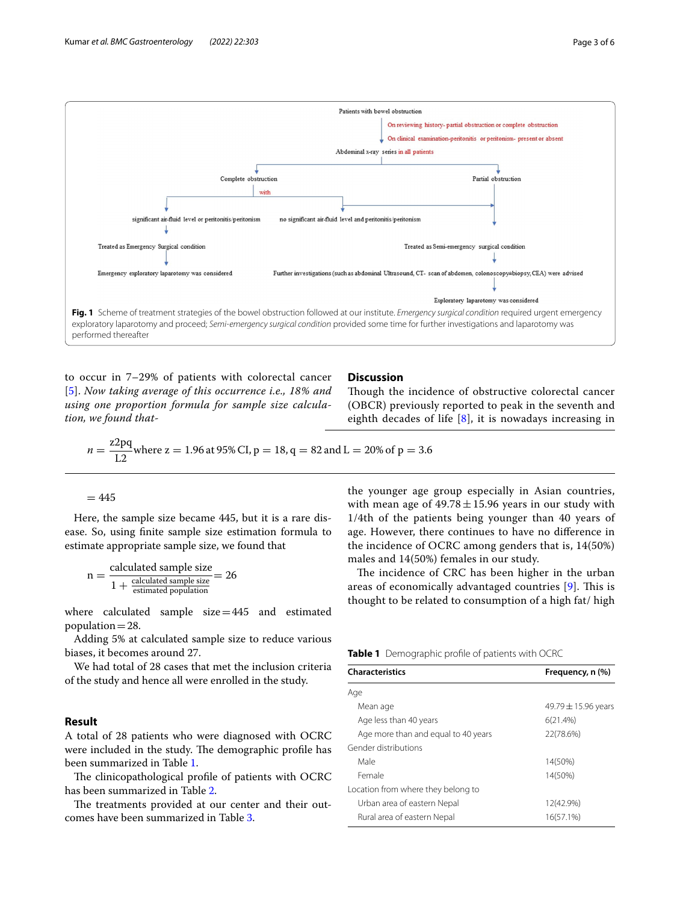Patients with bowel obstruction

On reviewing history- partial obstruction or complete obstruction

On clinical examination-peritonitis or peritonism- present or absent

Abdominal x-ray series in all patients

Complete obstruction — with — significant air-fluid level or peritonitis/peritonism → Treated as Emergency Surgical condition → Emergency exploratory laparotomy was considered

Complete obstruction — with — no significant air-fluid level and peritonitis/peritonism → Treated as Semi-emergency surgical condition

Partial obstruction → Treated as Semi-emergency surgical condition → Further investigations (such as abdominal Ultrasound, CT- scan of abdomen, colonoscopy±biopsy, CEA) were advised → Exploratory laparotomy was considered

**Fig. 1** Scheme of treatment strategies of the bowel obstruction followed at our institute. *Emergency surgical condition* required urgent emergency exploratory laparotomy and proceed; *Semi-emergency surgical condition* provided some time for further investigations and laparotomy was performed thereafter

to occur in 7–29% of patients with colorectal cancer [5]. *Now taking average of this occurrence i.e., 18% and using one proportion formula for sample size calculation, we found that-*

$$n = \frac{z2pq}{L2} \text{ where } z = 1.96 \text{ at } 95\% \text{ CI}, p = 18, q = 82 \text{ and } L = 20\% \text{ of } p = 3.6$$

$$= 445$$

Here, the sample size became 445, but it is a rare disease. So, using finite sample size estimation formula to estimate appropriate sample size, we found that

$$n = \frac{\text{calculated sample size}}{1 + \frac{\text{calculated sample size}}{\text{estimated population}}} = 26$$

where calculated sample size = 445 and estimated population = 28.

Adding 5% at calculated sample size to reduce various biases, it becomes around 27.

We had total of 28 cases that met the inclusion criteria of the study and hence all were enrolled in the study.

## Result

A total of 28 patients who were diagnosed with OCRC were included in the study. The demographic profile has been summarized in Table 1.

The clinicopathological profile of patients with OCRC has been summarized in Table 2.

The treatments provided at our center and their outcomes have been summarized in Table 3.

## Discussion

Though the incidence of obstructive colorectal cancer (OBCR) previously reported to peak in the seventh and eighth decades of life [8], it is nowadays increasing in the younger age group especially in Asian countries, with mean age of 49.78 ± 15.96 years in our study with 1/4th of the patients being younger than 40 years of age. However, there continues to have no difference in the incidence of OCRC among genders that is, 14(50%) males and 14(50%) females in our study.

The incidence of CRC has been higher in the urban areas of economically advantaged countries [9]. This is thought to be related to consumption of a high fat/ high

**Table 1** Demographic profile of patients with OCRC

| Characteristics | Frequency, n (%) |
|---|---|
| Age | |
| Mean age | 49.79 ± 15.96 years |
| Age less than 40 years | 6(21.4%) |
| Age more than and equal to 40 years | 22(78.6%) |
| Gender distributions | |
| Male | 14(50%) |
| Female | 14(50%) |
| Location from where they belong to | |
| Urban area of eastern Nepal | 12(42.9%) |
| Rural area of eastern Nepal | 16(57.1%) |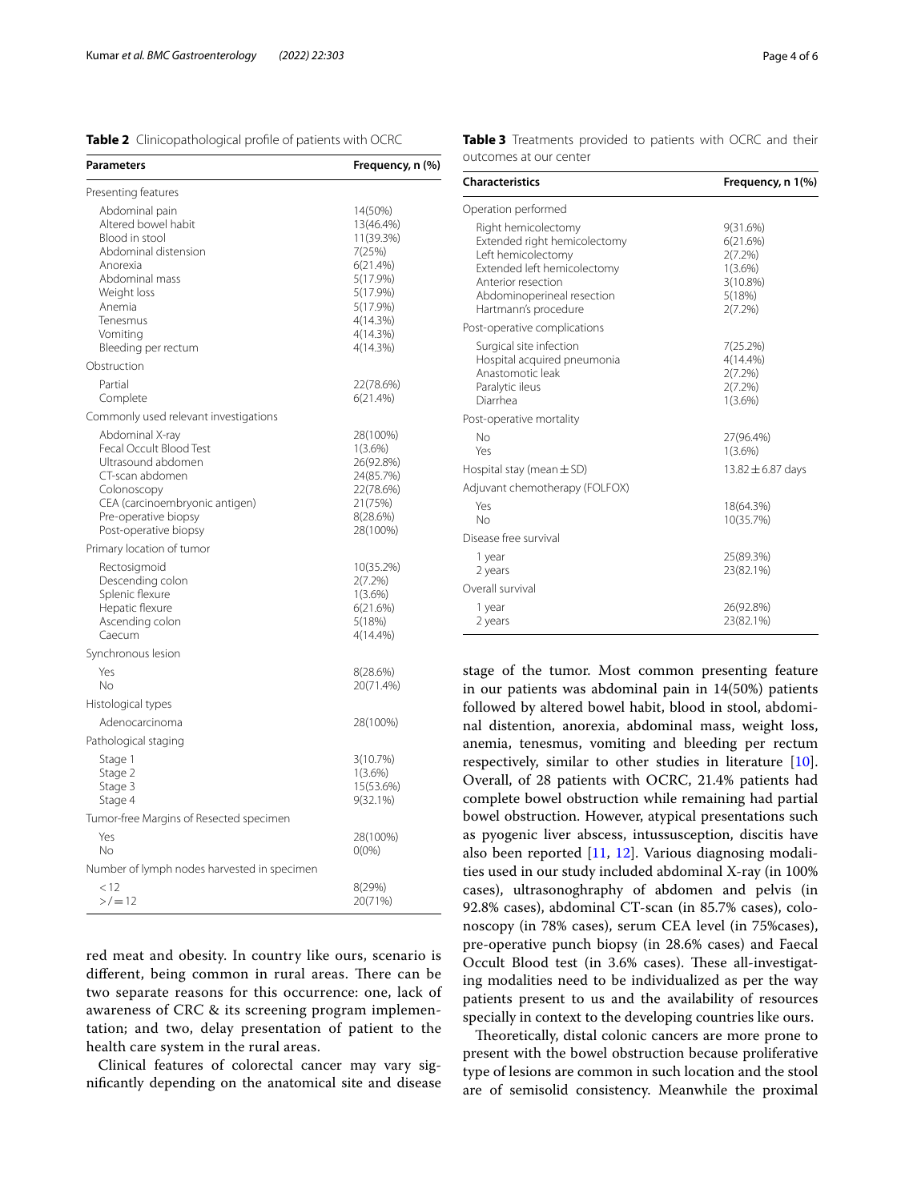**Table 2** Clinicopathological profile of patients with OCRC

| Parameters | Frequency, n (%) |
|---|---|
| Presenting features | |
| Abdominal pain | 14(50%) |
| Altered bowel habit | 13(46.4%) |
| Blood in stool | 11(39.3%) |
| Abdominal distension | 7(25%) |
| Anorexia | 6(21.4%) |
| Abdominal mass | 5(17.9%) |
| Weight loss | 5(17.9%) |
| Anemia | 5(17.9%) |
| Tenesmus | 4(14.3%) |
| Vomiting | 4(14.3%) |
| Bleeding per rectum | 4(14.3%) |
| Obstruction | |
| Partial | 22(78.6%) |
| Complete | 6(21.4%) |
| Commonly used relevant investigations | |
| Abdominal X-ray | 28(100%) |
| Fecal Occult Blood Test | 1(3.6%) |
| Ultrasound abdomen | 26(92.8%) |
| CT-scan abdomen | 24(85.7%) |
| Colonoscopy | 22(78.6%) |
| CEA (carcinoembryonic antigen) | 21(75%) |
| Pre-operative biopsy | 8(28.6%) |
| Post-operative biopsy | 28(100%) |
| Primary location of tumor | |
| Rectosigmoid | 10(35.2%) |
| Descending colon | 2(7.2%) |
| Splenic flexure | 1(3.6%) |
| Hepatic flexure | 6(21.6%) |
| Ascending colon | 5(18%) |
| Caecum | 4(14.4%) |
| Synchronous lesion | |
| Yes | 8(28.6%) |
| No | 20(71.4%) |
| Histological types | |
| Adenocarcinoma | 28(100%) |
| Pathological staging | |
| Stage 1 | 3(10.7%) |
| Stage 2 | 1(3.6%) |
| Stage 3 | 15(53.6%) |
| Stage 4 | 9(32.1%) |
| Tumor-free Margins of Resected specimen | |
| Yes | 28(100%) |
| No | 0(0%) |
| Number of lymph nodes harvested in specimen | |
| < 12 | 8(29%) |
| >/= 12 | 20(71%) |

red meat and obesity. In country like ours, scenario is different, being common in rural areas. There can be two separate reasons for this occurrence: one, lack of awareness of CRC & its screening program implementation; and two, delay presentation of patient to the health care system in the rural areas.

Clinical features of colorectal cancer may vary significantly depending on the anatomical site and disease stage of the tumor. Most common presenting feature in our patients was abdominal pain in 14(50%) patients followed by altered bowel habit, blood in stool, abdominal distention, anorexia, abdominal mass, weight loss, anemia, tenesmus, vomiting and bleeding per rectum respectively, similar to other studies in literature [10]. Overall, of 28 patients with OCRC, 21.4% patients had complete bowel obstruction while remaining had partial bowel obstruction. However, atypical presentations such as pyogenic liver abscess, intussusception, discitis have also been reported [11, 12]. Various diagnosing modalities used in our study included abdominal X-ray (in 100% cases), ultrasonoghraphy of abdomen and pelvis (in 92.8% cases), abdominal CT-scan (in 85.7% cases), colonoscopy (in 78% cases), serum CEA level (in 75%cases), pre-operative punch biopsy (in 28.6% cases) and Faecal Occult Blood test (in 3.6% cases). These all-investigating modalities need to be individualized as per the way patients present to us and the availability of resources specially in context to the developing countries like ours.

Theoretically, distal colonic cancers are more prone to present with the bowel obstruction because proliferative type of lesions are common in such location and the stool are of semisolid consistency. Meanwhile the proximal

**Table 3** Treatments provided to patients with OCRC and their outcomes at our center

| Characteristics | Frequency, n 1(%) |
|---|---|
| Operation performed | |
| Right hemicolectomy | 9(31.6%) |
| Extended right hemicolectomy | 6(21.6%) |
| Left hemicolectomy | 2(7.2%) |
| Extended left hemicolectomy | 1(3.6%) |
| Anterior resection | 3(10.8%) |
| Abdominoperineal resection | 5(18%) |
| Hartmann's procedure | 2(7.2%) |
| Post-operative complications | |
| Surgical site infection | 7(25.2%) |
| Hospital acquired pneumonia | 4(14.4%) |
| Anastomotic leak | 2(7.2%) |
| Paralytic ileus | 2(7.2%) |
| Diarrhea | 1(3.6%) |
| Post-operative mortality | |
| No | 27(96.4%) |
| Yes | 1(3.6%) |
| Hospital stay (mean ± SD) | 13.82 ± 6.87 days |
| Adjuvant chemotherapy (FOLFOX) | |
| Yes | 18(64.3%) |
| No | 10(35.7%) |
| Disease free survival | |
| 1 year | 25(89.3%) |
| 2 years | 23(82.1%) |
| Overall survival | |
| 1 year | 26(92.8%) |
| 2 years | 23(82.1%) |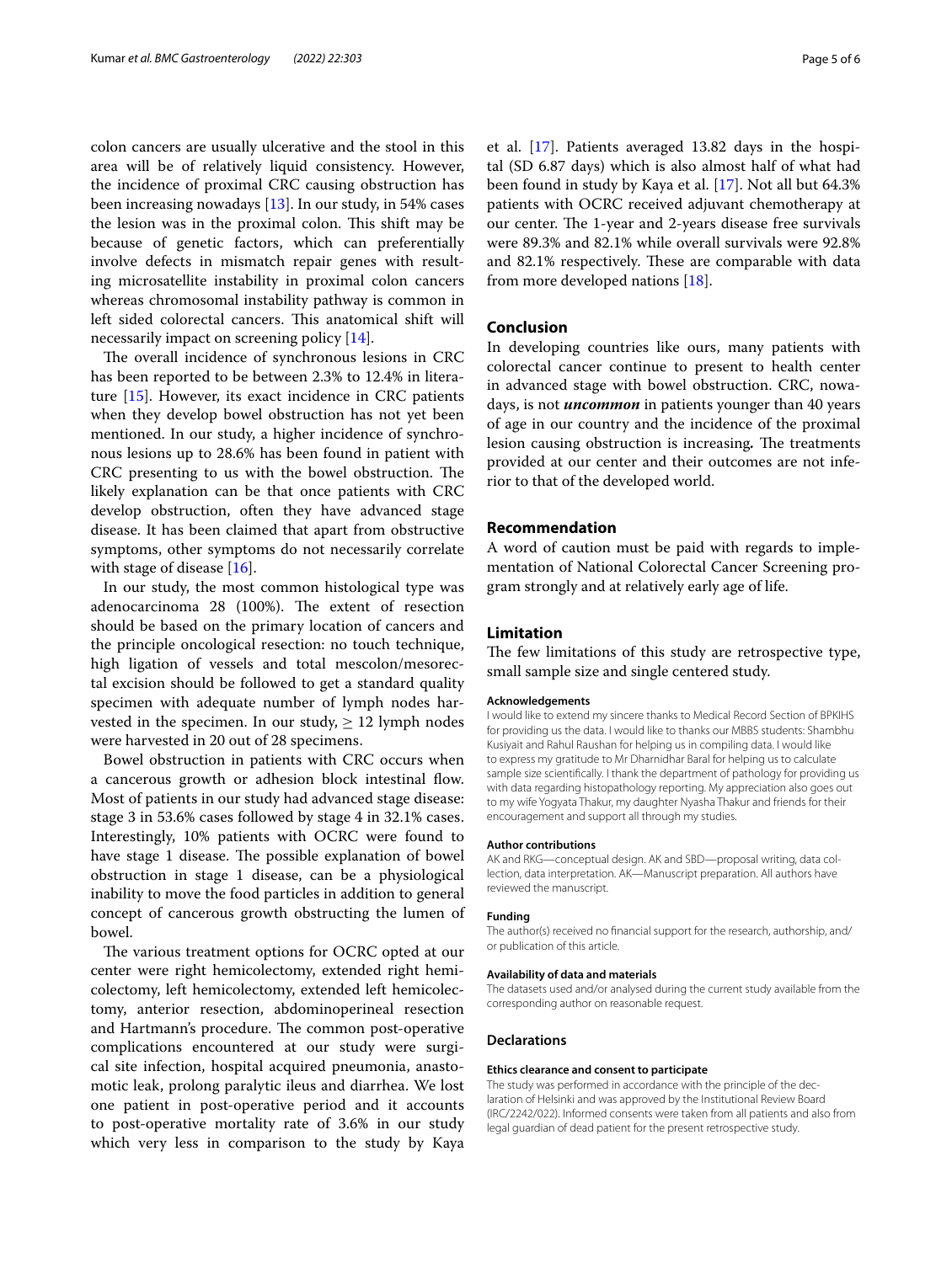colon cancers are usually ulcerative and the stool in this area will be of relatively liquid consistency. However, the incidence of proximal CRC causing obstruction has been increasing nowadays [13]. In our study, in 54% cases the lesion was in the proximal colon. This shift may be because of genetic factors, which can preferentially involve defects in mismatch repair genes with resulting microsatellite instability in proximal colon cancers whereas chromosomal instability pathway is common in left sided colorectal cancers. This anatomical shift will necessarily impact on screening policy [14].

The overall incidence of synchronous lesions in CRC has been reported to be between 2.3% to 12.4% in literature [15]. However, its exact incidence in CRC patients when they develop bowel obstruction has not yet been mentioned. In our study, a higher incidence of synchronous lesions up to 28.6% has been found in patient with CRC presenting to us with the bowel obstruction. The likely explanation can be that once patients with CRC develop obstruction, often they have advanced stage disease. It has been claimed that apart from obstructive symptoms, other symptoms do not necessarily correlate with stage of disease [16].

In our study, the most common histological type was adenocarcinoma 28 (100%). The extent of resection should be based on the primary location of cancers and the principle oncological resection: no touch technique, high ligation of vessels and total mescolon/mesorectal excision should be followed to get a standard quality specimen with adequate number of lymph nodes harvested in the specimen. In our study, $\geq 12$ lymph nodes were harvested in 20 out of 28 specimens.

Bowel obstruction in patients with CRC occurs when a cancerous growth or adhesion block intestinal flow. Most of patients in our study had advanced stage disease: stage 3 in 53.6% cases followed by stage 4 in 32.1% cases. Interestingly, 10% patients with OCRC were found to have stage 1 disease. The possible explanation of bowel obstruction in stage 1 disease, can be a physiological inability to move the food particles in addition to general concept of cancerous growth obstructing the lumen of bowel.

The various treatment options for OCRC opted at our center were right hemicolectomy, extended right hemicolectomy, left hemicolectomy, extended left hemicolectomy, anterior resection, abdominoperineal resection and Hartmann's procedure. The common post-operative complications encountered at our study were surgical site infection, hospital acquired pneumonia, anastomotic leak, prolong paralytic ileus and diarrhea. We lost one patient in post-operative period and it accounts to post-operative mortality rate of 3.6% in our study which very less in comparison to the study by Kaya et al. [17]. Patients averaged 13.82 days in the hospital (SD 6.87 days) which is also almost half of what had been found in study by Kaya et al. [17]. Not all but 64.3% patients with OCRC received adjuvant chemotherapy at our center. The 1-year and 2-years disease free survivals were 89.3% and 82.1% while overall survivals were 92.8% and 82.1% respectively. These are comparable with data from more developed nations [18].

## Conclusion

In developing countries like ours, many patients with colorectal cancer continue to present to health center in advanced stage with bowel obstruction. CRC, nowadays, is not ***uncommon*** in patients younger than 40 years of age in our country and the incidence of the proximal lesion causing obstruction is increasing**.** The treatments provided at our center and their outcomes are not inferior to that of the developed world.

## Recommendation

A word of caution must be paid with regards to implementation of National Colorectal Cancer Screening program strongly and at relatively early age of life.

## Limitation

The few limitations of this study are retrospective type, small sample size and single centered study.

#### Acknowledgements

I would like to extend my sincere thanks to Medical Record Section of BPKIHS for providing us the data. I would like to thanks our MBBS students: Shambhu Kusiyait and Rahul Raushan for helping us in compiling data. I would like to express my gratitude to Mr Dharnidhar Baral for helping us to calculate sample size scientifically. I thank the department of pathology for providing us with data regarding histopathology reporting. My appreciation also goes out to my wife Yogyata Thakur, my daughter Nyasha Thakur and friends for their encouragement and support all through my studies.

#### Author contributions

AK and RKG—conceptual design. AK and SBD—proposal writing, data collection, data interpretation. AK—Manuscript preparation. All authors have reviewed the manuscript.

#### Funding

The author(s) received no financial support for the research, authorship, and/or publication of this article.

#### Availability of data and materials

The datasets used and/or analysed during the current study available from the corresponding author on reasonable request.

## Declarations

#### Ethics clearance and consent to participate

The study was performed in accordance with the principle of the declaration of Helsinki and was approved by the Institutional Review Board (IRC/2242/022). Informed consents were taken from all patients and also from legal guardian of dead patient for the present retrospective study.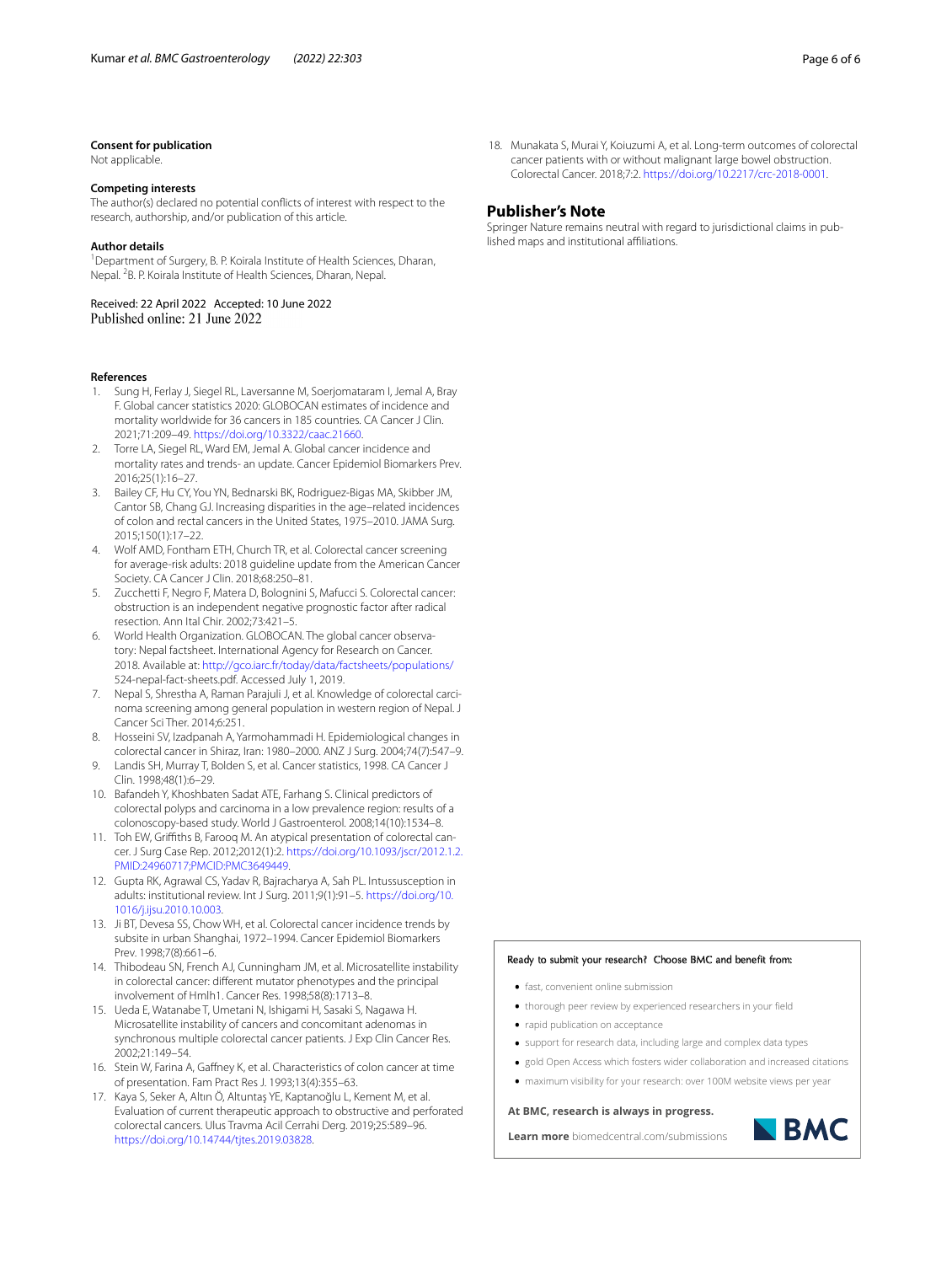### Consent for publication

Not applicable.

### Competing interests

The author(s) declared no potential conflicts of interest with respect to the research, authorship, and/or publication of this article.

### Author details

[1]Department of Surgery, B. P. Koirala Institute of Health Sciences, Dharan, Nepal. [2]B. P. Koirala Institute of Health Sciences, Dharan, Nepal.

Received: 22 April 2022 Accepted: 10 June 2022
Published online: 21 June 2022

### References

1. Sung H, Ferlay J, Siegel RL, Laversanne M, Soerjomataram I, Jemal A, Bray F. Global cancer statistics 2020: GLOBOCAN estimates of incidence and mortality worldwide for 36 cancers in 185 countries. CA Cancer J Clin. 2021;71:209–49. https://doi.org/10.3322/caac.21660.
2. Torre LA, Siegel RL, Ward EM, Jemal A. Global cancer incidence and mortality rates and trends- an update. Cancer Epidemiol Biomarkers Prev. 2016;25(1):16–27.
3. Bailey CF, Hu CY, You YN, Bednarski BK, Rodriguez-Bigas MA, Skibber JM, Cantor SB, Chang GJ. Increasing disparities in the age–related incidences of colon and rectal cancers in the United States, 1975–2010. JAMA Surg. 2015;150(1):17–22.
4. Wolf AMD, Fontham ETH, Church TR, et al. Colorectal cancer screening for average-risk adults: 2018 guideline update from the American Cancer Society. CA Cancer J Clin. 2018;68:250–81.
5. Zucchetti F, Negro F, Matera D, Bolognini S, Mafucci S. Colorectal cancer: obstruction is an independent negative prognostic factor after radical resection. Ann Ital Chir. 2002;73:421–5.
6. World Health Organization. GLOBOCAN. The global cancer observatory: Nepal factsheet. International Agency for Research on Cancer. 2018. Available at: http://gco.iarc.fr/today/data/factsheets/populations/524-nepal-fact-sheets.pdf. Accessed July 1, 2019.
7. Nepal S, Shrestha A, Raman Parajuli J, et al. Knowledge of colorectal carcinoma screening among general population in western region of Nepal. J Cancer Sci Ther. 2014;6:251.
8. Hosseini SV, Izadpanah A, Yarmohammadi H. Epidemiological changes in colorectal cancer in Shiraz, Iran: 1980–2000. ANZ J Surg. 2004;74(7):547–9.
9. Landis SH, Murray T, Bolden S, et al. Cancer statistics, 1998. CA Cancer J Clin. 1998;48(1):6–29.
10. Bafandeh Y, Khoshbaten Sadat ATE, Farhang S. Clinical predictors of colorectal polyps and carcinoma in a low prevalence region: results of a colonoscopy-based study. World J Gastroenterol. 2008;14(10):1534–8.
11. Toh EW, Griffiths B, Farooq M. An atypical presentation of colorectal cancer. J Surg Case Rep. 2012;2012(1):2. https://doi.org/10.1093/jscr/2012.1.2. PMID:24960717;PMCID:PMC3649449.
12. Gupta RK, Agrawal CS, Yadav R, Bajracharya A, Sah PL. Intussusception in adults: institutional review. Int J Surg. 2011;9(1):91–5. https://doi.org/10.1016/j.ijsu.2010.10.003.
13. Ji BT, Devesa SS, Chow WH, et al. Colorectal cancer incidence trends by subsite in urban Shanghai, 1972–1994. Cancer Epidemiol Biomarkers Prev. 1998;7(8):661–6.
14. Thibodeau SN, French AJ, Cunningham JM, et al. Microsatellite instability in colorectal cancer: different mutator phenotypes and the principal involvement of Hmlh1. Cancer Res. 1998;58(8):1713–8.
15. Ueda E, Watanabe T, Umetani N, Ishigami H, Sasaki S, Nagawa H. Microsatellite instability of cancers and concomitant adenomas in synchronous multiple colorectal cancer patients. J Exp Clin Cancer Res. 2002;21:149–54.
16. Stein W, Farina A, Gaffney K, et al. Characteristics of colon cancer at time of presentation. Fam Pract Res J. 1993;13(4):355–63.
17. Kaya S, Seker A, Altın Ö, Altuntaş YE, Kaptanoğlu L, Kement M, et al. Evaluation of current therapeutic approach to obstructive and perforated colorectal cancers. Ulus Travma Acil Cerrahi Derg. 2019;25:589–96. https://doi.org/10.14744/tjtes.2019.03828.
18. Munakata S, Murai Y, Koiuzumi A, et al. Long-term outcomes of colorectal cancer patients with or without malignant large bowel obstruction. Colorectal Cancer. 2018;7:2. https://doi.org/10.2217/crc-2018-0001.

## Publisher's Note

Springer Nature remains neutral with regard to jurisdictional claims in published maps and institutional affiliations.

Ready to submit your research? Choose BMC and benefit from:

- fast, convenient online submission
- thorough peer review by experienced researchers in your field
- rapid publication on acceptance
- support for research data, including large and complex data types
- gold Open Access which fosters wider collaboration and increased citations
- maximum visibility for your research: over 100M website views per year

**At BMC, research is always in progress.**

**Learn more** biomedcentral.com/submissions

BMC